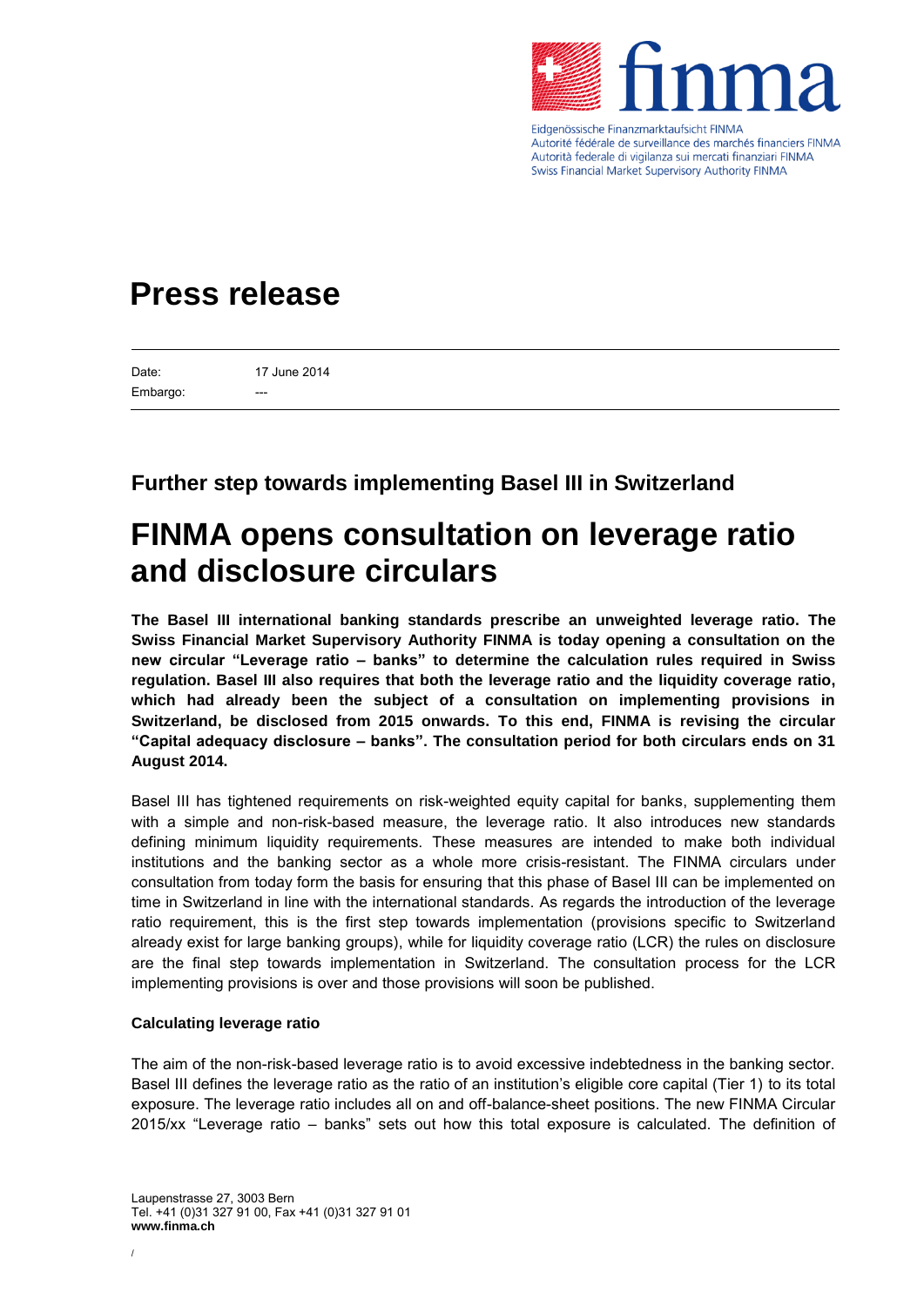Eidgenössische Finanzmarktaufsicht FINMA
Autorité fédérale de surveillance des marchés financiers FINMA
Autorità federale di vigilanza sui mercati finanziari FINMA
Swiss Financial Market Supervisory Authority FINMA

# Press release

| Date: | 17 June 2014 |
|---|---|
| Embargo: | --- |

### Further step towards implementing Basel III in Switzerland

# FINMA opens consultation on leverage ratio and disclosure circulars

**The Basel III international banking standards prescribe an unweighted leverage ratio. The Swiss Financial Market Supervisory Authority FINMA is today opening a consultation on the new circular "Leverage ratio – banks" to determine the calculation rules required in Swiss regulation. Basel III also requires that both the leverage ratio and the liquidity coverage ratio, which had already been the subject of a consultation on implementing provisions in Switzerland, be disclosed from 2015 onwards. To this end, FINMA is revising the circular "Capital adequacy disclosure – banks". The consultation period for both circulars ends on 31 August 2014.**

Basel III has tightened requirements on risk-weighted equity capital for banks, supplementing them with a simple and non-risk-based measure, the leverage ratio. It also introduces new standards defining minimum liquidity requirements. These measures are intended to make both individual institutions and the banking sector as a whole more crisis-resistant. The FINMA circulars under consultation from today form the basis for ensuring that this phase of Basel III can be implemented on time in Switzerland in line with the international standards. As regards the introduction of the leverage ratio requirement, this is the first step towards implementation (provisions specific to Switzerland already exist for large banking groups), while for liquidity coverage ratio (LCR) the rules on disclosure are the final step towards implementation in Switzerland. The consultation process for the LCR implementing provisions is over and those provisions will soon be published.

**Calculating leverage ratio**

The aim of the non-risk-based leverage ratio is to avoid excessive indebtedness in the banking sector. Basel III defines the leverage ratio as the ratio of an institution's eligible core capital (Tier 1) to its total exposure. The leverage ratio includes all on and off-balance-sheet positions. The new FINMA Circular 2015/xx "Leverage ratio – banks" sets out how this total exposure is calculated. The definition of

Laupenstrasse 27, 3003 Bern
Tel. +41 (0)31 327 91 00, Fax +41 (0)31 327 91 01
**www.finma.ch**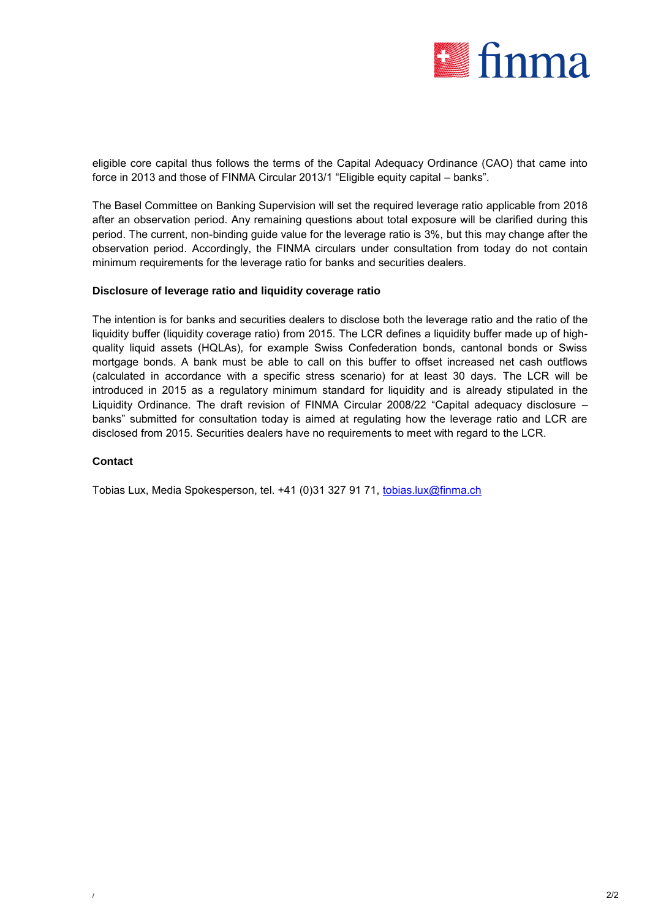eligible core capital thus follows the terms of the Capital Adequacy Ordinance (CAO) that came into force in 2013 and those of FINMA Circular 2013/1 “Eligible equity capital – banks”.

The Basel Committee on Banking Supervision will set the required leverage ratio applicable from 2018 after an observation period. Any remaining questions about total exposure will be clarified during this period. The current, non-binding guide value for the leverage ratio is 3%, but this may change after the observation period. Accordingly, the FINMA circulars under consultation from today do not contain minimum requirements for the leverage ratio for banks and securities dealers.

**Disclosure of leverage ratio and liquidity coverage ratio**

The intention is for banks and securities dealers to disclose both the leverage ratio and the ratio of the liquidity buffer (liquidity coverage ratio) from 2015. The LCR defines a liquidity buffer made up of high-quality liquid assets (HQLAs), for example Swiss Confederation bonds, cantonal bonds or Swiss mortgage bonds. A bank must be able to call on this buffer to offset increased net cash outflows (calculated in accordance with a specific stress scenario) for at least 30 days. The LCR will be introduced in 2015 as a regulatory minimum standard for liquidity and is already stipulated in the Liquidity Ordinance. The draft revision of FINMA Circular 2008/22 “Capital adequacy disclosure – banks” submitted for consultation today is aimed at regulating how the leverage ratio and LCR are disclosed from 2015. Securities dealers have no requirements to meet with regard to the LCR.

**Contact**

Tobias Lux, Media Spokesperson, tel. +41 (0)31 327 91 71, tobias.lux@finma.ch